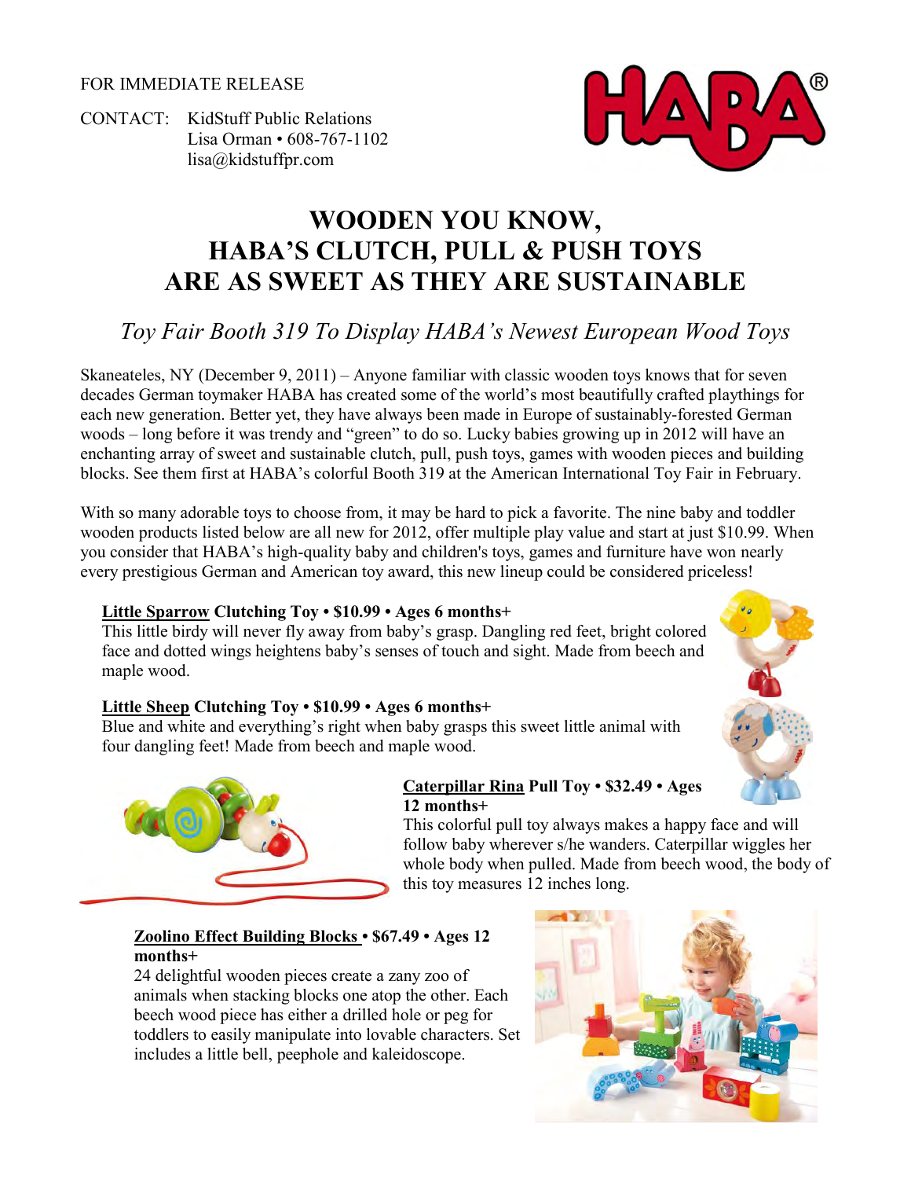FOR IMMEDIATE RELEASE

CONTACT: KidStuff Public Relations
Lisa Orman • 608-767-1102
lisa@kidstuffpr.com

# WOODEN YOU KNOW, HABA'S CLUTCH, PULL & PUSH TOYS ARE AS SWEET AS THEY ARE SUSTAINABLE

## *Toy Fair Booth 319 To Display HABA's Newest European Wood Toys*

Skaneateles, NY (December 9, 2011) – Anyone familiar with classic wooden toys knows that for seven decades German toymaker HABA has created some of the world's most beautifully crafted playthings for each new generation. Better yet, they have always been made in Europe of sustainably-forested German woods – long before it was trendy and "green" to do so. Lucky babies growing up in 2012 will have an enchanting array of sweet and sustainable clutch, pull, push toys, games with wooden pieces and building blocks. See them first at HABA's colorful Booth 319 at the American International Toy Fair in February.

With so many adorable toys to choose from, it may be hard to pick a favorite. The nine baby and toddler wooden products listed below are all new for 2012, offer multiple play value and start at just $10.99. When you consider that HABA's high-quality baby and children's toys, games and furniture have won nearly every prestigious German and American toy award, this new lineup could be considered priceless!

**Little Sparrow Clutching Toy • $10.99 • Ages 6 months+**
This little birdy will never fly away from baby's grasp. Dangling red feet, bright colored face and dotted wings heightens baby's senses of touch and sight. Made from beech and maple wood.

**Little Sheep Clutching Toy • $10.99 • Ages 6 months+**
Blue and white and everything's right when baby grasps this sweet little animal with four dangling feet! Made from beech and maple wood.

**Caterpillar Rina Pull Toy • $32.49 • Ages 12 months+**
This colorful pull toy always makes a happy face and will follow baby wherever s/he wanders. Caterpillar wiggles her whole body when pulled. Made from beech wood, the body of this toy measures 12 inches long.

**Zoolino Effect Building Blocks • $67.49 • Ages 12 months+**
24 delightful wooden pieces create a zany zoo of animals when stacking blocks one atop the other. Each beech wood piece has either a drilled hole or peg for toddlers to easily manipulate into lovable characters. Set includes a little bell, peephole and kaleidoscope.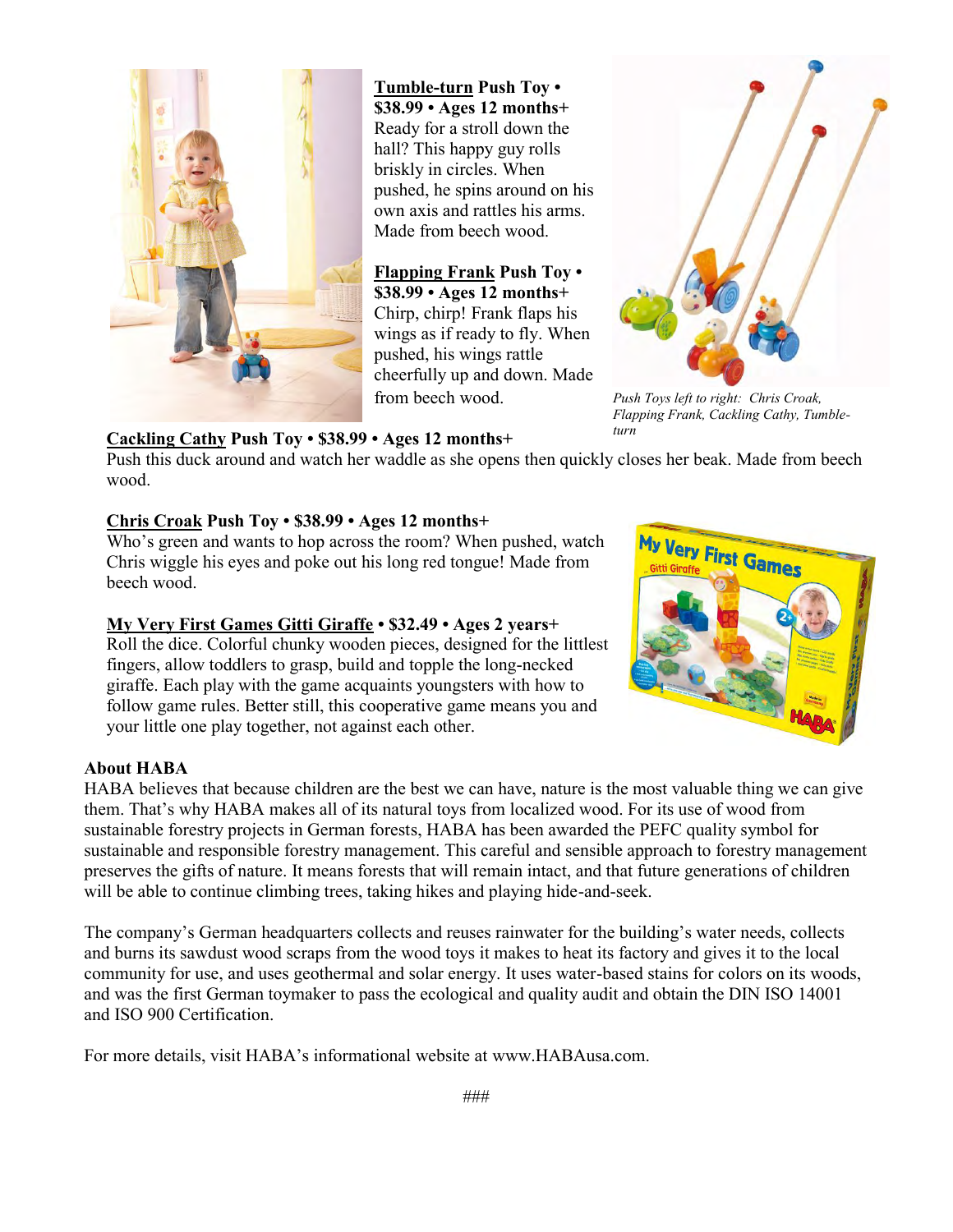**Tumble-turn Push Toy • $38.99 • Ages 12 months+**
Ready for a stroll down the hall? This happy guy rolls briskly in circles. When pushed, he spins around on his own axis and rattles his arms. Made from beech wood.

**Flapping Frank Push Toy • $38.99 • Ages 12 months+**
Chirp, chirp! Frank flaps his wings as if ready to fly. When pushed, his wings rattle cheerfully up and down. Made from beech wood.

*Push Toys left to right: Chris Croak, Flapping Frank, Cackling Cathy, Tumble-turn*

**Cackling Cathy Push Toy • $38.99 • Ages 12 months+**
Push this duck around and watch her waddle as she opens then quickly closes her beak. Made from beech wood.

**Chris Croak Push Toy • $38.99 • Ages 12 months+**
Who's green and wants to hop across the room? When pushed, watch Chris wiggle his eyes and poke out his long red tongue! Made from beech wood.

**My Very First Games Gitti Giraffe • $32.49 • Ages 2 years+**
Roll the dice. Colorful chunky wooden pieces, designed for the littlest fingers, allow toddlers to grasp, build and topple the long-necked giraffe. Each play with the game acquaints youngsters with how to follow game rules. Better still, this cooperative game means you and your little one play together, not against each other.

**About HABA**
HABA believes that because children are the best we can have, nature is the most valuable thing we can give them. That's why HABA makes all of its natural toys from localized wood. For its use of wood from sustainable forestry projects in German forests, HABA has been awarded the PEFC quality symbol for sustainable and responsible forestry management. This careful and sensible approach to forestry management preserves the gifts of nature. It means forests that will remain intact, and that future generations of children will be able to continue climbing trees, taking hikes and playing hide-and-seek.

The company's German headquarters collects and reuses rainwater for the building's water needs, collects and burns its sawdust wood scraps from the wood toys it makes to heat its factory and gives it to the local community for use, and uses geothermal and solar energy. It uses water-based stains for colors on its woods, and was the first German toymaker to pass the ecological and quality audit and obtain the DIN ISO 14001 and ISO 900 Certification.

For more details, visit HABA's informational website at www.HABAusa.com.

###